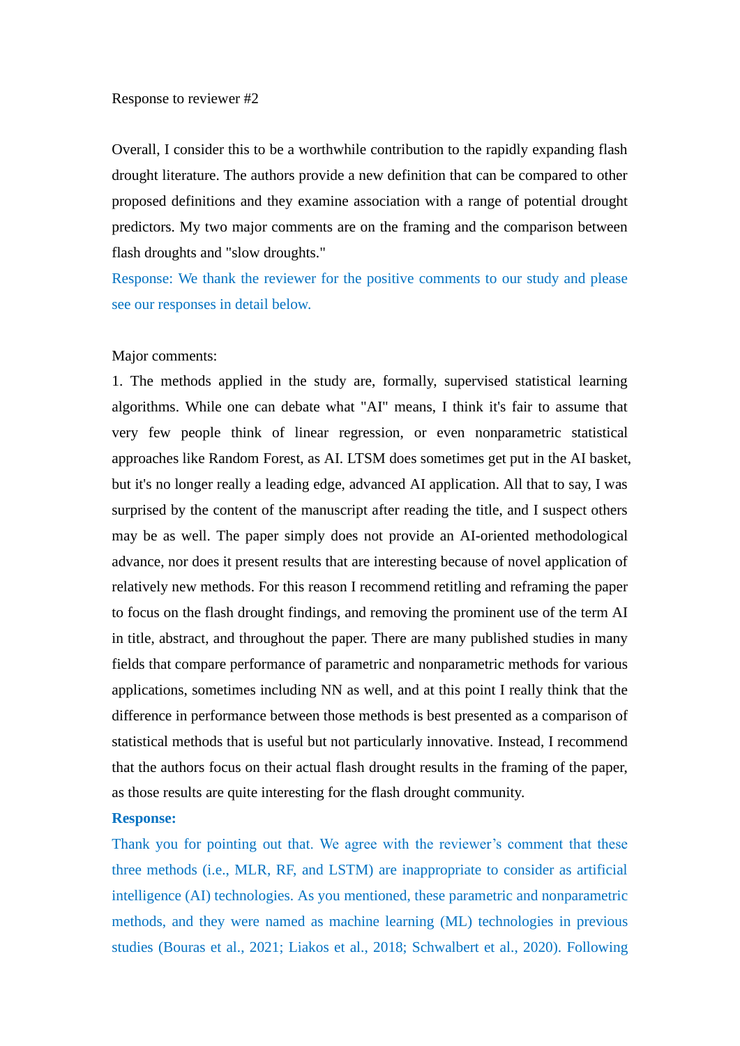Response to reviewer #2

Overall, I consider this to be a worthwhile contribution to the rapidly expanding flash drought literature. The authors provide a new definition that can be compared to other proposed definitions and they examine association with a range of potential drought predictors. My two major comments are on the framing and the comparison between flash droughts and "slow droughts."

Response: We thank the reviewer for the positive comments to our study and please see our responses in detail below.

Major comments:

1. The methods applied in the study are, formally, supervised statistical learning algorithms. While one can debate what "AI" means, I think it's fair to assume that very few people think of linear regression, or even nonparametric statistical approaches like Random Forest, as AI. LTSM does sometimes get put in the AI basket, but it's no longer really a leading edge, advanced AI application. All that to say, I was surprised by the content of the manuscript after reading the title, and I suspect others may be as well. The paper simply does not provide an AI-oriented methodological advance, nor does it present results that are interesting because of novel application of relatively new methods. For this reason I recommend retitling and reframing the paper to focus on the flash drought findings, and removing the prominent use of the term AI in title, abstract, and throughout the paper. There are many published studies in many fields that compare performance of parametric and nonparametric methods for various applications, sometimes including NN as well, and at this point I really think that the difference in performance between those methods is best presented as a comparison of statistical methods that is useful but not particularly innovative. Instead, I recommend that the authors focus on their actual flash drought results in the framing of the paper, as those results are quite interesting for the flash drought community.

**Response:**

Thank you for pointing out that. We agree with the reviewer's comment that these three methods (i.e., MLR, RF, and LSTM) are inappropriate to consider as artificial intelligence (AI) technologies. As you mentioned, these parametric and nonparametric methods, and they were named as machine learning (ML) technologies in previous studies (Bouras et al., 2021; Liakos et al., 2018; Schwalbert et al., 2020). Following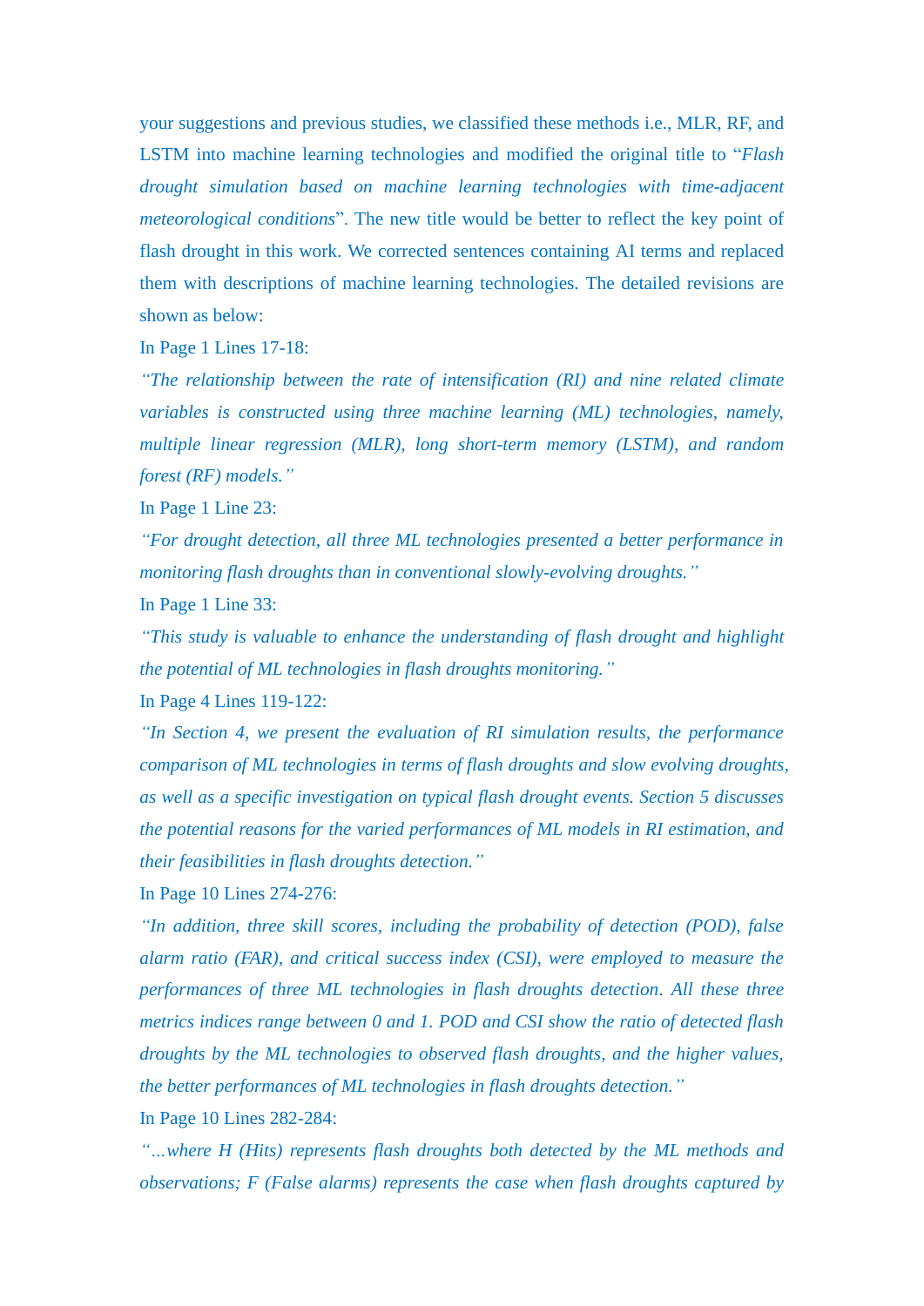your suggestions and previous studies, we classified these methods i.e., MLR, RF, and LSTM into machine learning technologies and modified the original title to "*Flash drought simulation based on machine learning technologies with time-adjacent meteorological conditions*". The new title would be better to reflect the key point of flash drought in this work. We corrected sentences containing AI terms and replaced them with descriptions of machine learning technologies. The detailed revisions are shown as below:

In Page 1 Lines 17-18:

*"The relationship between the rate of intensification (RI) and nine related climate variables is constructed using three machine learning (ML) technologies, namely, multiple linear regression (MLR), long short-term memory (LSTM), and random forest (RF) models."*

In Page 1 Line 23:

*"For drought detection, all three ML technologies presented a better performance in monitoring flash droughts than in conventional slowly-evolving droughts."*

In Page 1 Line 33:

*"This study is valuable to enhance the understanding of flash drought and highlight the potential of ML technologies in flash droughts monitoring."*

In Page 4 Lines 119-122:

*"In Section 4, we present the evaluation of RI simulation results, the performance comparison of ML technologies in terms of flash droughts and slow evolving droughts, as well as a specific investigation on typical flash drought events. Section 5 discusses the potential reasons for the varied performances of ML models in RI estimation, and their feasibilities in flash droughts detection."*

In Page 10 Lines 274-276:

*"In addition, three skill scores, including the probability of detection (POD), false alarm ratio (FAR), and critical success index (CSI), were employed to measure the performances of three ML technologies in flash droughts detection. All these three metrics indices range between 0 and 1. POD and CSI show the ratio of detected flash droughts by the ML technologies to observed flash droughts, and the higher values, the better performances of ML technologies in flash droughts detection."*

In Page 10 Lines 282-284:

*"...where H (Hits) represents flash droughts both detected by the ML methods and observations; F (False alarms) represents the case when flash droughts captured by*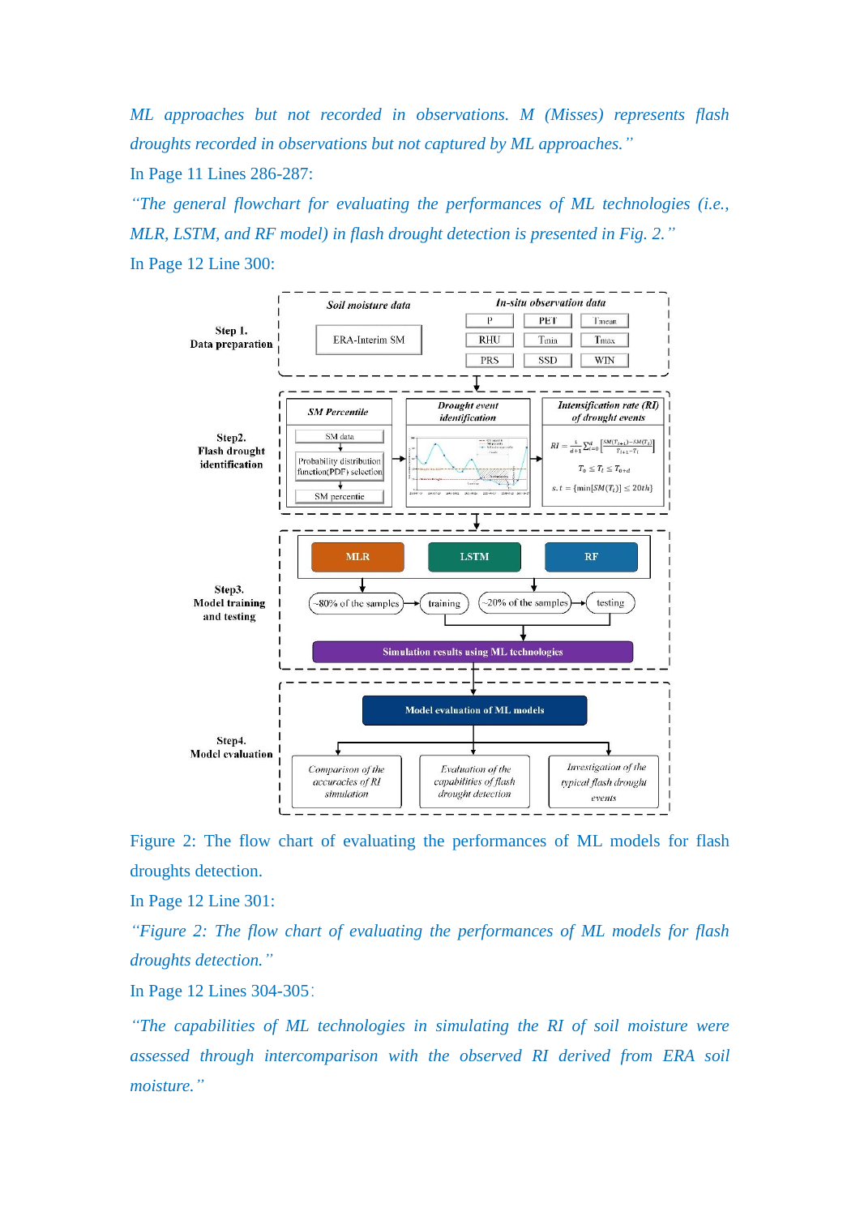*ML approaches but not recorded in observations. M (Misses) represents flash droughts recorded in observations but not captured by ML approaches."*

In Page 11 Lines 286-287:

*"The general flowchart for evaluating the performances of ML technologies (i.e., MLR, LSTM, and RF model) in flash drought detection is presented in Fig. 2."*

In Page 12 Line 300:

Figure 2: The flow chart of evaluating the performances of ML models for flash droughts detection.

In Page 12 Line 301:

*"Figure 2: The flow chart of evaluating the performances of ML models for flash droughts detection."*

In Page 12 Lines 304-305:

*"The capabilities of ML technologies in simulating the RI of soil moisture were assessed through intercomparison with the observed RI derived from ERA soil moisture."*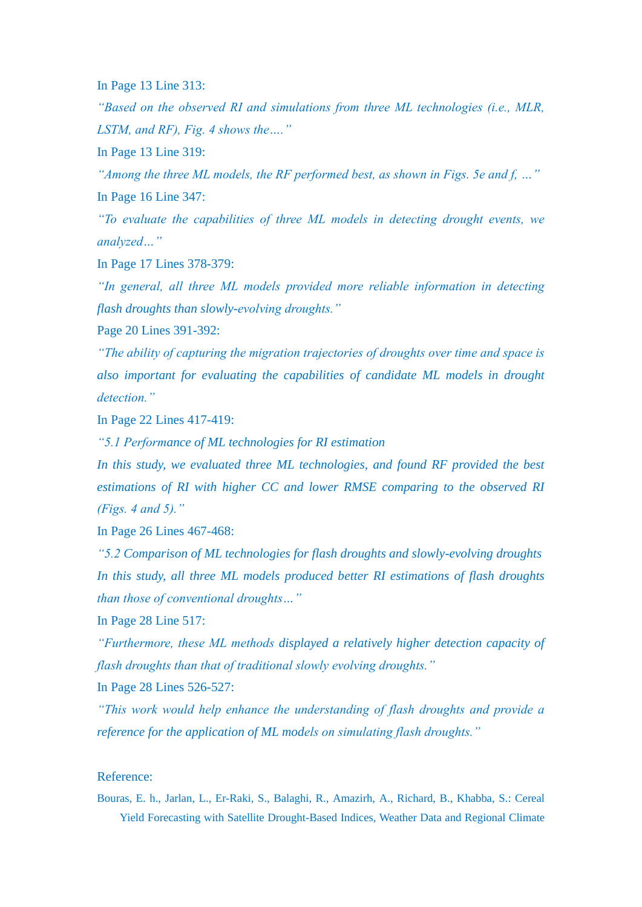In Page 13 Line 313:

*"Based on the observed RI and simulations from three ML technologies (i.e., MLR, LSTM, and RF), Fig. 4 shows the…."*

In Page 13 Line 319:

*"Among the three ML models, the RF performed best, as shown in Figs. 5e and f, …"*

In Page 16 Line 347:

*"To evaluate the capabilities of three ML models in detecting drought events, we analyzed…"*

In Page 17 Lines 378-379:

*"In general, all three ML models provided more reliable information in detecting flash droughts than slowly-evolving droughts."*

Page 20 Lines 391-392:

*"The ability of capturing the migration trajectories of droughts over time and space is also important for evaluating the capabilities of candidate ML models in drought detection."*

In Page 22 Lines 417-419:

*"5.1 Performance of ML technologies for RI estimation*

*In this study, we evaluated three ML technologies, and found RF provided the best estimations of RI with higher CC and lower RMSE comparing to the observed RI (Figs. 4 and 5)."*

In Page 26 Lines 467-468:

*"5.2 Comparison of ML technologies for flash droughts and slowly-evolving droughts*

*In this study, all three ML models produced better RI estimations of flash droughts than those of conventional droughts…"*

In Page 28 Line 517:

*"Furthermore, these ML methods displayed a relatively higher detection capacity of flash droughts than that of traditional slowly evolving droughts."*

In Page 28 Lines 526-527:

*"This work would help enhance the understanding of flash droughts and provide a reference for the application of ML models on simulating flash droughts."*

Reference:

Bouras, E. h., Jarlan, L., Er-Raki, S., Balaghi, R., Amazirh, A., Richard, B., Khabba, S.: Cereal Yield Forecasting with Satellite Drought-Based Indices, Weather Data and Regional Climate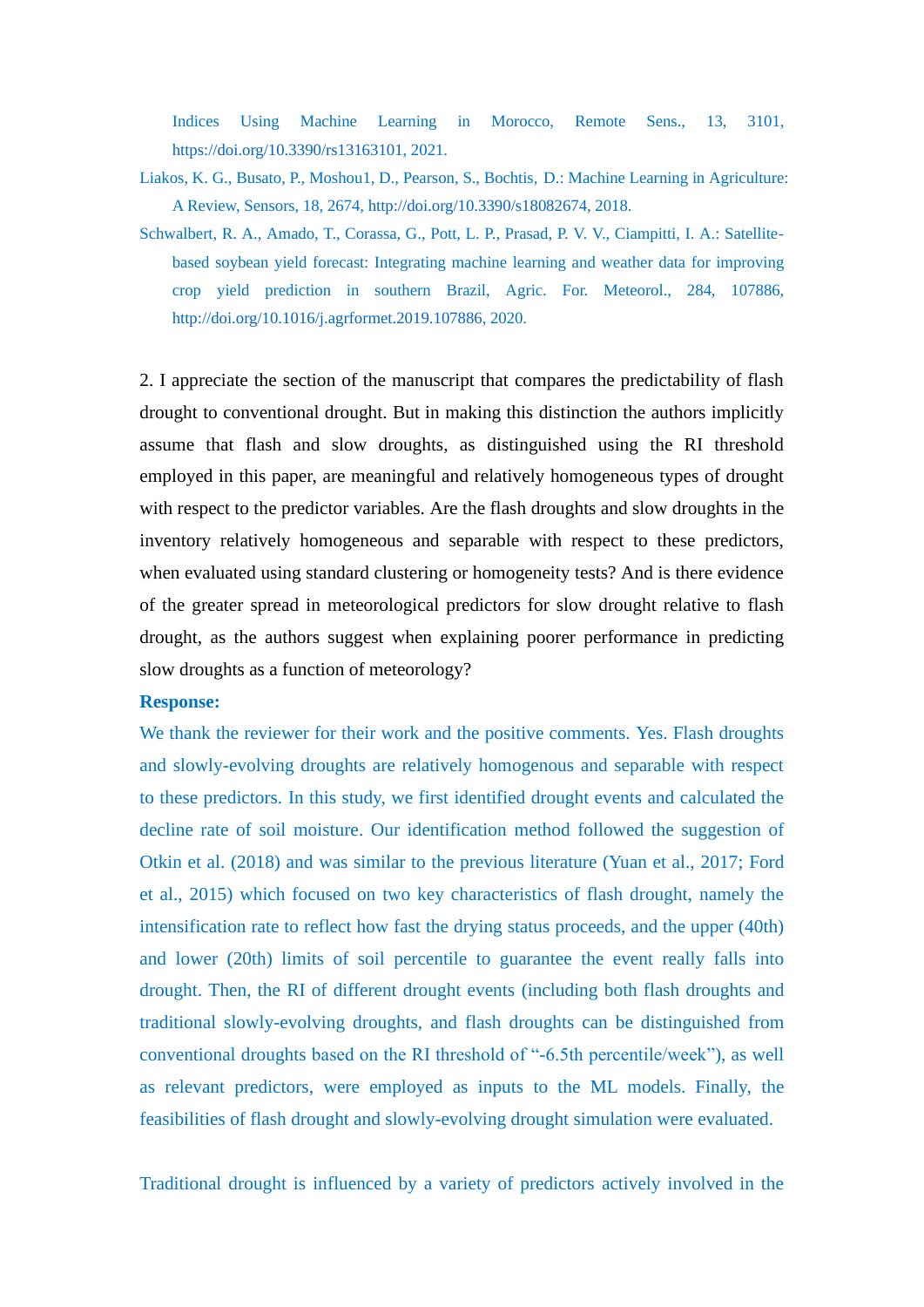Indices Using Machine Learning in Morocco, Remote Sens., 13, 3101, https://doi.org/10.3390/rs13163101, 2021.

Liakos, K. G., Busato, P., Moshou1, D., Pearson, S., Bochtis, D.: Machine Learning in Agriculture: A Review, Sensors, 18, 2674, http://doi.org/10.3390/s18082674, 2018.

Schwalbert, R. A., Amado, T., Corassa, G., Pott, L. P., Prasad, P. V. V., Ciampitti, I. A.: Satellite-based soybean yield forecast: Integrating machine learning and weather data for improving crop yield prediction in southern Brazil, Agric. For. Meteorol., 284, 107886, http://doi.org/10.1016/j.agrformet.2019.107886, 2020.

2. I appreciate the section of the manuscript that compares the predictability of flash drought to conventional drought. But in making this distinction the authors implicitly assume that flash and slow droughts, as distinguished using the RI threshold employed in this paper, are meaningful and relatively homogeneous types of drought with respect to the predictor variables. Are the flash droughts and slow droughts in the inventory relatively homogeneous and separable with respect to these predictors, when evaluated using standard clustering or homogeneity tests? And is there evidence of the greater spread in meteorological predictors for slow drought relative to flash drought, as the authors suggest when explaining poorer performance in predicting slow droughts as a function of meteorology?

**Response:**

We thank the reviewer for their work and the positive comments. Yes. Flash droughts and slowly-evolving droughts are relatively homogenous and separable with respect to these predictors. In this study, we first identified drought events and calculated the decline rate of soil moisture. Our identification method followed the suggestion of Otkin et al. (2018) and was similar to the previous literature (Yuan et al., 2017; Ford et al., 2015) which focused on two key characteristics of flash drought, namely the intensification rate to reflect how fast the drying status proceeds, and the upper (40th) and lower (20th) limits of soil percentile to guarantee the event really falls into drought. Then, the RI of different drought events (including both flash droughts and traditional slowly-evolving droughts, and flash droughts can be distinguished from conventional droughts based on the RI threshold of "-6.5th percentile/week"), as well as relevant predictors, were employed as inputs to the ML models. Finally, the feasibilities of flash drought and slowly-evolving drought simulation were evaluated.

Traditional drought is influenced by a variety of predictors actively involved in the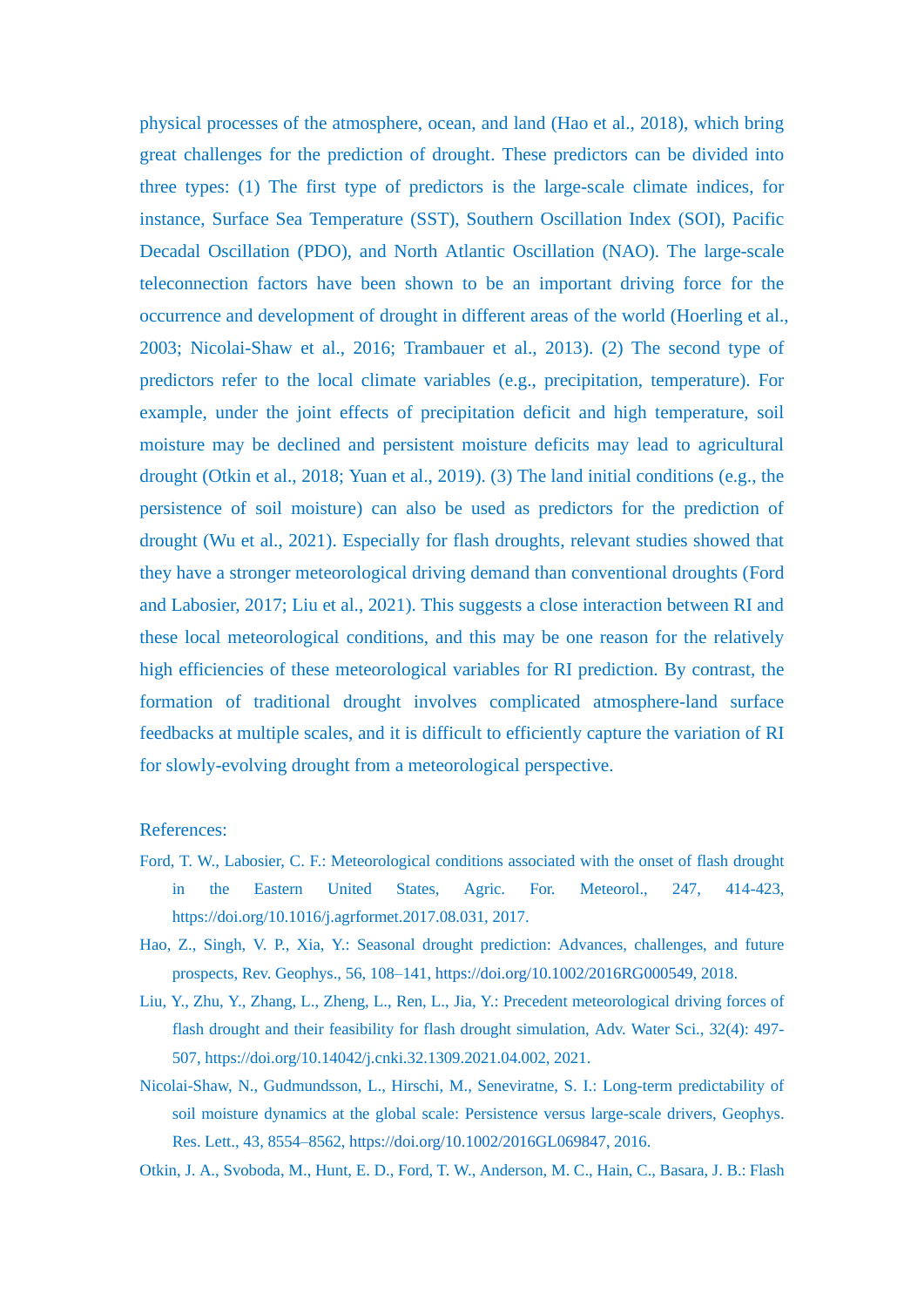physical processes of the atmosphere, ocean, and land (Hao et al., 2018), which bring great challenges for the prediction of drought. These predictors can be divided into three types: (1) The first type of predictors is the large-scale climate indices, for instance, Surface Sea Temperature (SST), Southern Oscillation Index (SOI), Pacific Decadal Oscillation (PDO), and North Atlantic Oscillation (NAO). The large-scale teleconnection factors have been shown to be an important driving force for the occurrence and development of drought in different areas of the world (Hoerling et al., 2003; Nicolai-Shaw et al., 2016; Trambauer et al., 2013). (2) The second type of predictors refer to the local climate variables (e.g., precipitation, temperature). For example, under the joint effects of precipitation deficit and high temperature, soil moisture may be declined and persistent moisture deficits may lead to agricultural drought (Otkin et al., 2018; Yuan et al., 2019). (3) The land initial conditions (e.g., the persistence of soil moisture) can also be used as predictors for the prediction of drought (Wu et al., 2021). Especially for flash droughts, relevant studies showed that they have a stronger meteorological driving demand than conventional droughts (Ford and Labosier, 2017; Liu et al., 2021). This suggests a close interaction between RI and these local meteorological conditions, and this may be one reason for the relatively high efficiencies of these meteorological variables for RI prediction. By contrast, the formation of traditional drought involves complicated atmosphere-land surface feedbacks at multiple scales, and it is difficult to efficiently capture the variation of RI for slowly-evolving drought from a meteorological perspective.

References:

Ford, T. W., Labosier, C. F.: Meteorological conditions associated with the onset of flash drought in the Eastern United States, Agric. For. Meteorol., 247, 414-423, https://doi.org/10.1016/j.agrformet.2017.08.031, 2017.

Hao, Z., Singh, V. P., Xia, Y.: Seasonal drought prediction: Advances, challenges, and future prospects, Rev. Geophys., 56, 108–141, https://doi.org/10.1002/2016RG000549, 2018.

Liu, Y., Zhu, Y., Zhang, L., Zheng, L., Ren, L., Jia, Y.: Precedent meteorological driving forces of flash drought and their feasibility for flash drought simulation, Adv. Water Sci., 32(4): 497-507, https://doi.org/10.14042/j.cnki.32.1309.2021.04.002, 2021.

Nicolai-Shaw, N., Gudmundsson, L., Hirschi, M., Seneviratne, S. I.: Long-term predictability of soil moisture dynamics at the global scale: Persistence versus large-scale drivers, Geophys. Res. Lett., 43, 8554–8562, https://doi.org/10.1002/2016GL069847, 2016.

Otkin, J. A., Svoboda, M., Hunt, E. D., Ford, T. W., Anderson, M. C., Hain, C., Basara, J. B.: Flash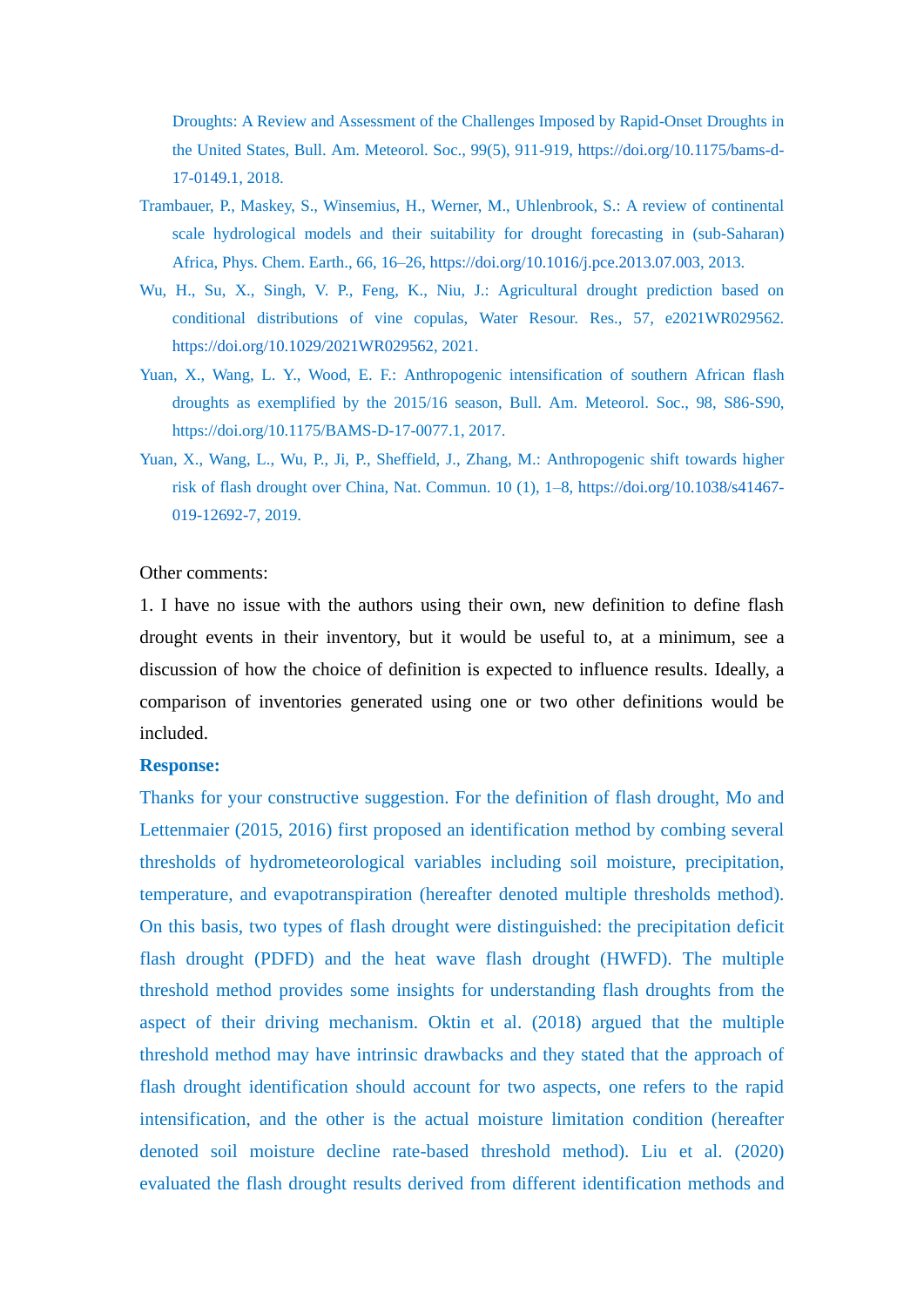Droughts: A Review and Assessment of the Challenges Imposed by Rapid-Onset Droughts in the United States, Bull. Am. Meteorol. Soc., 99(5), 911-919, https://doi.org/10.1175/bams-d-17-0149.1, 2018.

Trambauer, P., Maskey, S., Winsemius, H., Werner, M., Uhlenbrook, S.: A review of continental scale hydrological models and their suitability for drought forecasting in (sub-Saharan) Africa, Phys. Chem. Earth., 66, 16–26, https://doi.org/10.1016/j.pce.2013.07.003, 2013.

Wu, H., Su, X., Singh, V. P., Feng, K., Niu, J.: Agricultural drought prediction based on conditional distributions of vine copulas, Water Resour. Res., 57, e2021WR029562. https://doi.org/10.1029/2021WR029562, 2021.

Yuan, X., Wang, L. Y., Wood, E. F.: Anthropogenic intensification of southern African flash droughts as exemplified by the 2015/16 season, Bull. Am. Meteorol. Soc., 98, S86-S90, https://doi.org/10.1175/BAMS-D-17-0077.1, 2017.

Yuan, X., Wang, L., Wu, P., Ji, P., Sheffield, J., Zhang, M.: Anthropogenic shift towards higher risk of flash drought over China, Nat. Commun. 10 (1), 1–8, https://doi.org/10.1038/s41467-019-12692-7, 2019.

Other comments:

1. I have no issue with the authors using their own, new definition to define flash drought events in their inventory, but it would be useful to, at a minimum, see a discussion of how the choice of definition is expected to influence results. Ideally, a comparison of inventories generated using one or two other definitions would be included.

**Response:**

Thanks for your constructive suggestion. For the definition of flash drought, Mo and Lettenmaier (2015, 2016) first proposed an identification method by combing several thresholds of hydrometeorological variables including soil moisture, precipitation, temperature, and evapotranspiration (hereafter denoted multiple thresholds method). On this basis, two types of flash drought were distinguished: the precipitation deficit flash drought (PDFD) and the heat wave flash drought (HWFD). The multiple threshold method provides some insights for understanding flash droughts from the aspect of their driving mechanism. Oktin et al. (2018) argued that the multiple threshold method may have intrinsic drawbacks and they stated that the approach of flash drought identification should account for two aspects, one refers to the rapid intensification, and the other is the actual moisture limitation condition (hereafter denoted soil moisture decline rate-based threshold method). Liu et al. (2020) evaluated the flash drought results derived from different identification methods and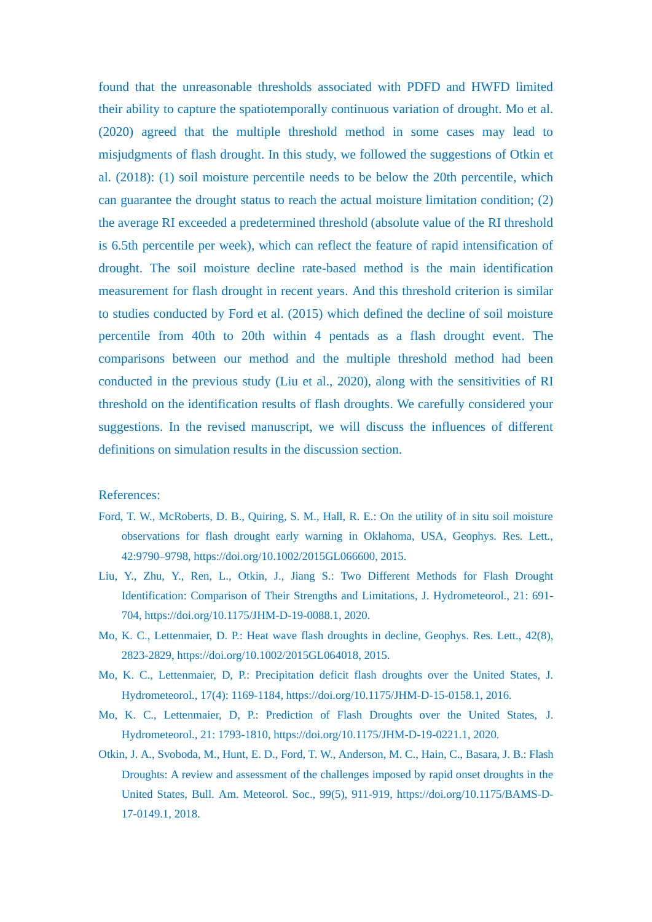found that the unreasonable thresholds associated with PDFD and HWFD limited their ability to capture the spatiotemporally continuous variation of drought. Mo et al. (2020) agreed that the multiple threshold method in some cases may lead to misjudgments of flash drought. In this study, we followed the suggestions of Otkin et al. (2018): (1) soil moisture percentile needs to be below the 20th percentile, which can guarantee the drought status to reach the actual moisture limitation condition; (2) the average RI exceeded a predetermined threshold (absolute value of the RI threshold is 6.5th percentile per week), which can reflect the feature of rapid intensification of drought. The soil moisture decline rate-based method is the main identification measurement for flash drought in recent years. And this threshold criterion is similar to studies conducted by Ford et al. (2015) which defined the decline of soil moisture percentile from 40th to 20th within 4 pentads as a flash drought event. The comparisons between our method and the multiple threshold method had been conducted in the previous study (Liu et al., 2020), along with the sensitivities of RI threshold on the identification results of flash droughts. We carefully considered your suggestions. In the revised manuscript, we will discuss the influences of different definitions on simulation results in the discussion section.

References:

Ford, T. W., McRoberts, D. B., Quiring, S. M., Hall, R. E.: On the utility of in situ soil moisture observations for flash drought early warning in Oklahoma, USA, Geophys. Res. Lett., 42:9790–9798, https://doi.org/10.1002/2015GL066600, 2015.

Liu, Y., Zhu, Y., Ren, L., Otkin, J., Jiang S.: Two Different Methods for Flash Drought Identification: Comparison of Their Strengths and Limitations, J. Hydrometeorol., 21: 691-704, https://doi.org/10.1175/JHM-D-19-0088.1, 2020.

Mo, K. C., Lettenmaier, D. P.: Heat wave flash droughts in decline, Geophys. Res. Lett., 42(8), 2823-2829, https://doi.org/10.1002/2015GL064018, 2015.

Mo, K. C., Lettenmaier, D, P.: Precipitation deficit flash droughts over the United States, J. Hydrometeorol., 17(4): 1169-1184, https://doi.org/10.1175/JHM-D-15-0158.1, 2016.

Mo, K. C., Lettenmaier, D, P.: Prediction of Flash Droughts over the United States, J. Hydrometeorol., 21: 1793-1810, https://doi.org/10.1175/JHM-D-19-0221.1, 2020.

Otkin, J. A., Svoboda, M., Hunt, E. D., Ford, T. W., Anderson, M. C., Hain, C., Basara, J. B.: Flash Droughts: A review and assessment of the challenges imposed by rapid onset droughts in the United States, Bull. Am. Meteorol. Soc., 99(5), 911-919, https://doi.org/10.1175/BAMS-D-17-0149.1, 2018.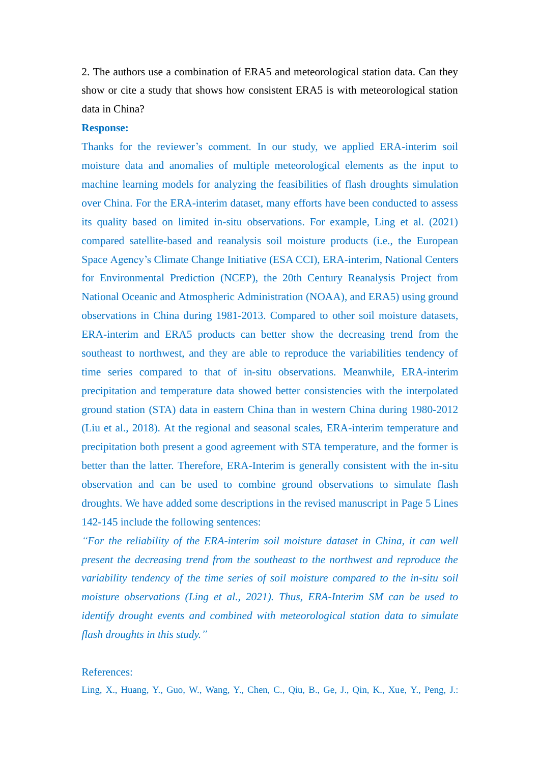2. The authors use a combination of ERA5 and meteorological station data. Can they show or cite a study that shows how consistent ERA5 is with meteorological station data in China?

**Response:**

Thanks for the reviewer's comment. In our study, we applied ERA-interim soil moisture data and anomalies of multiple meteorological elements as the input to machine learning models for analyzing the feasibilities of flash droughts simulation over China. For the ERA-interim dataset, many efforts have been conducted to assess its quality based on limited in-situ observations. For example, Ling et al. (2021) compared satellite-based and reanalysis soil moisture products (i.e., the European Space Agency's Climate Change Initiative (ESA CCI), ERA-interim, National Centers for Environmental Prediction (NCEP), the 20th Century Reanalysis Project from National Oceanic and Atmospheric Administration (NOAA), and ERA5) using ground observations in China during 1981-2013. Compared to other soil moisture datasets, ERA-interim and ERA5 products can better show the decreasing trend from the southeast to northwest, and they are able to reproduce the variabilities tendency of time series compared to that of in-situ observations. Meanwhile, ERA-interim precipitation and temperature data showed better consistencies with the interpolated ground station (STA) data in eastern China than in western China during 1980-2012 (Liu et al., 2018). At the regional and seasonal scales, ERA-interim temperature and precipitation both present a good agreement with STA temperature, and the former is better than the latter. Therefore, ERA-Interim is generally consistent with the in-situ observation and can be used to combine ground observations to simulate flash droughts. We have added some descriptions in the revised manuscript in Page 5 Lines 142-145 include the following sentences:

*"For the reliability of the ERA-interim soil moisture dataset in China, it can well present the decreasing trend from the southeast to the northwest and reproduce the variability tendency of the time series of soil moisture compared to the in-situ soil moisture observations (Ling et al., 2021). Thus, ERA-Interim SM can be used to identify drought events and combined with meteorological station data to simulate flash droughts in this study."*

References:

Ling, X., Huang, Y., Guo, W., Wang, Y., Chen, C., Qiu, B., Ge, J., Qin, K., Xue, Y., Peng, J.: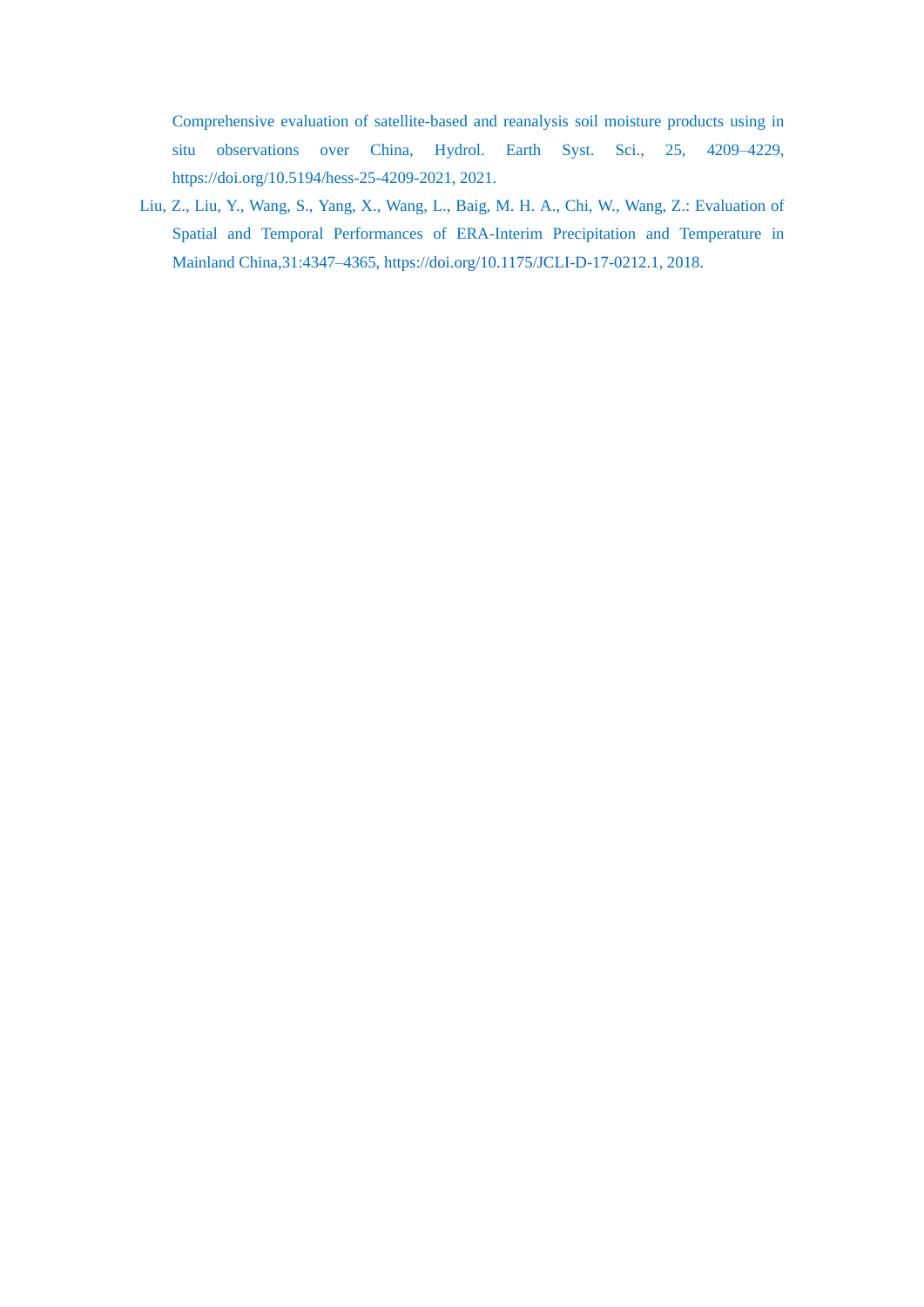Comprehensive evaluation of satellite-based and reanalysis soil moisture products using in situ observations over China, Hydrol. Earth Syst. Sci., 25, 4209–4229, https://doi.org/10.5194/hess-25-4209-2021, 2021.

Liu, Z., Liu, Y., Wang, S., Yang, X., Wang, L., Baig, M. H. A., Chi, W., Wang, Z.: Evaluation of Spatial and Temporal Performances of ERA-Interim Precipitation and Temperature in Mainland China,31:4347–4365, https://doi.org/10.1175/JCLI-D-17-0212.1, 2018.